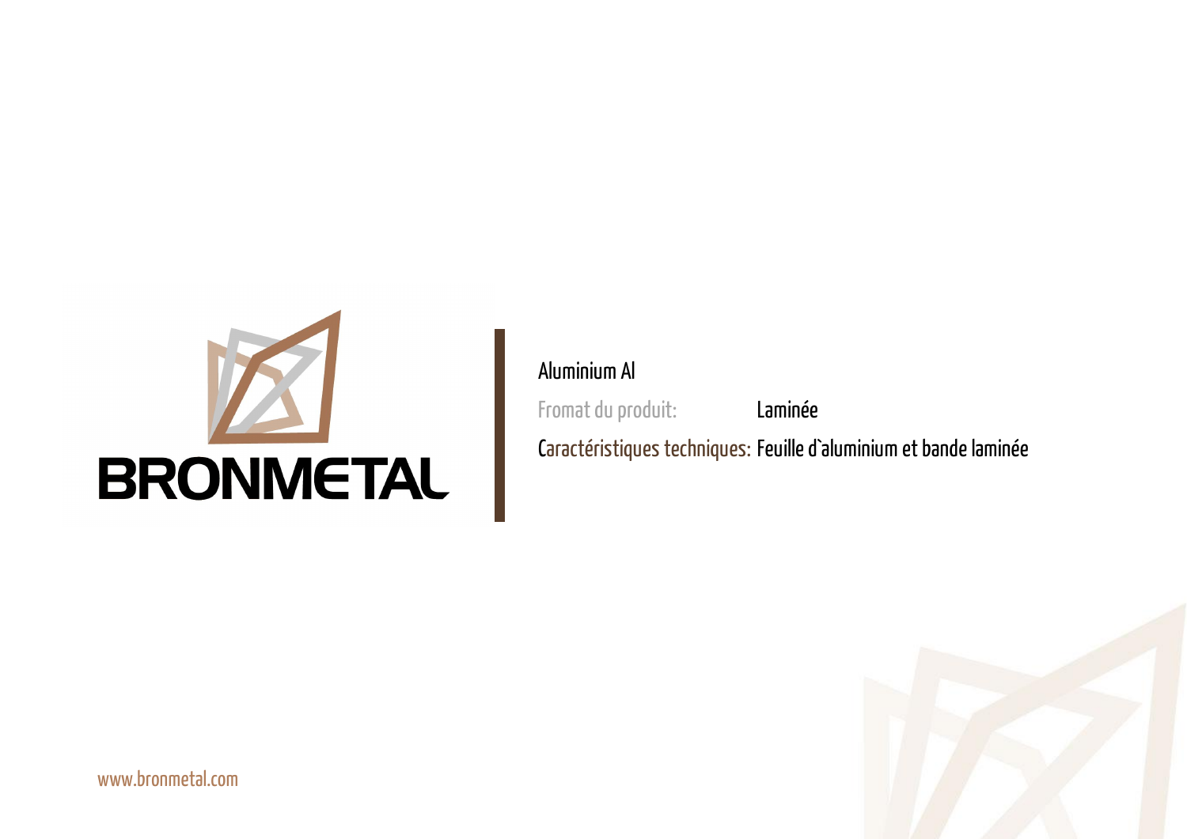BRONMETAL

Aluminium Al

Fromat du produit: Laminée

Caractéristiques techniques: Feuille d`aluminium et bande laminée

www.bronmetal.com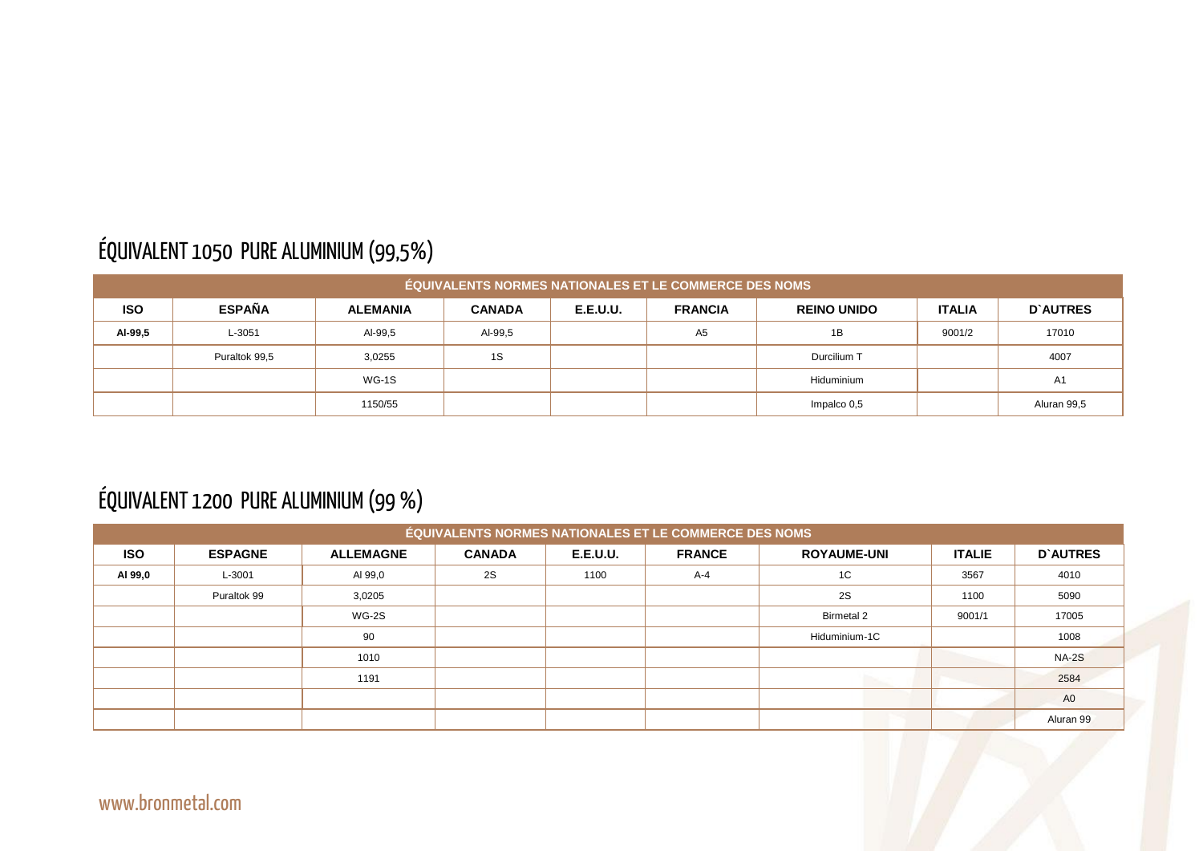## ÉQUIVALENT 1050 PURE ALUMINIUM (99,5%)

| ÉQUIVALENTS NORMES NATIONALES ET LE COMMERCE DES NOMS | | | | | | | | |
|---|---|---|---|---|---|---|---|---|
| **ISO** | **ESPAÑA** | **ALEMANIA** | **CANADA** | **E.E.U.U.** | **FRANCIA** | **REINO UNIDO** | **ITALIA** | **D`AUTRES** |
| **Al-99,5** | L-3051 | Al-99,5 | Al-99,5 | | A5 | 1B | 9001/2 | 17010 |
| | Puraltok 99,5 | 3,0255 | 1S | | | Durcilium T | | 4007 |
| | | WG-1S | | | | Hiduminium | | A1 |
| | | 1150/55 | | | | Impalco 0,5 | | Aluran 99,5 |

## ÉQUIVALENT 1200 PURE ALUMINIUM (99 %)

| ÉQUIVALENTS NORMES NATIONALES ET LE COMMERCE DES NOMS | | | | | | | | |
|---|---|---|---|---|---|---|---|---|
| **ISO** | **ESPAGNE** | **ALLEMAGNE** | **CANADA** | **E.E.U.U.** | **FRANCE** | **ROYAUME-UNI** | **ITALIE** | **D`AUTRES** |
| **Al 99,0** | L-3001 | Al 99,0 | 2S | 1100 | A-4 | 1C | 3567 | 4010 |
| | Puraltok 99 | 3,0205 | | | | 2S | 1100 | 5090 |
| | | WG-2S | | | | Birmetal 2 | 9001/1 | 17005 |
| | | 90 | | | | Hiduminium-1C | | 1008 |
| | | 1010 | | | | | | NA-2S |
| | | 1191 | | | | | | 2584 |
| | | | | | | | | A0 |
| | | | | | | | | Aluran 99 |

www.bronmetal.com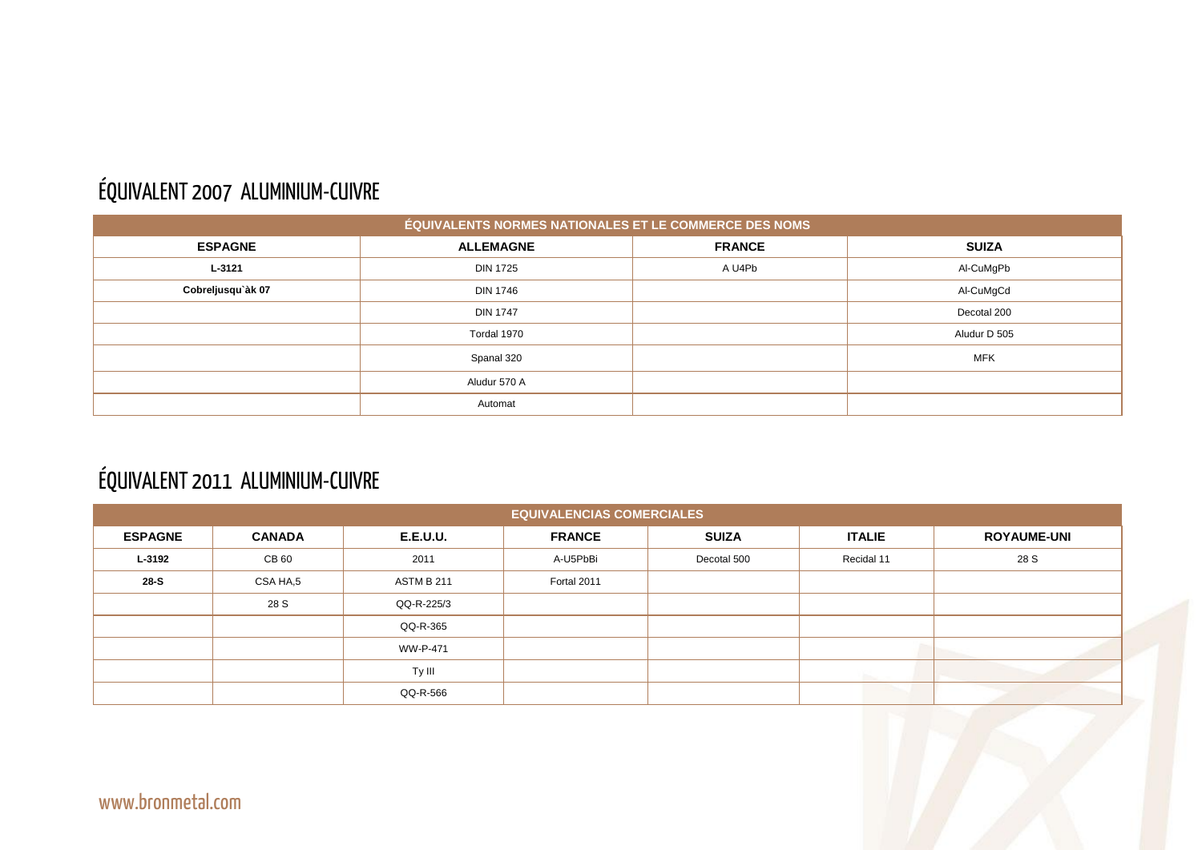## ÉQUIVALENT 2007 ALUMINIUM-CUIVRE

| ÉQUIVALENTS NORMES NATIONALES ET LE COMMERCE DES NOMS | | | |
|---|---|---|---|
| **ESPAGNE** | **ALLEMAGNE** | **FRANCE** | **SUIZA** |
| **L-3121** | DIN 1725 | A U4Pb | Al-CuMgPb |
| **Cobreljusqu`àk 07** | DIN 1746 | | Al-CuMgCd |
| | DIN 1747 | | Decotal 200 |
| | Tordal 1970 | | Aludur D 505 |
| | Spanal 320 | | MFK |
| | Aludur 570 A | | |
| | Automat | | |

## ÉQUIVALENT 2011 ALUMINIUM-CUIVRE

| EQUIVALENCIAS COMERCIALES | | | | | | |
|---|---|---|---|---|---|---|
| **ESPAGNE** | **CANADA** | **E.E.U.U.** | **FRANCE** | **SUIZA** | **ITALIE** | **ROYAUME-UNI** |
| **L-3192** | CB 60 | 2011 | A-U5PbBi | Decotal 500 | Recidal 11 | 28 S |
| **28-S** | CSA HA,5 | ASTM B 211 | Fortal 2011 | | | |
| | 28 S | QQ-R-225/3 | | | | |
| | | QQ-R-365 | | | | |
| | | WW-P-471 | | | | |
| | | Ty III | | | | |
| | | QQ-R-566 | | | | |

www.bronmetal.com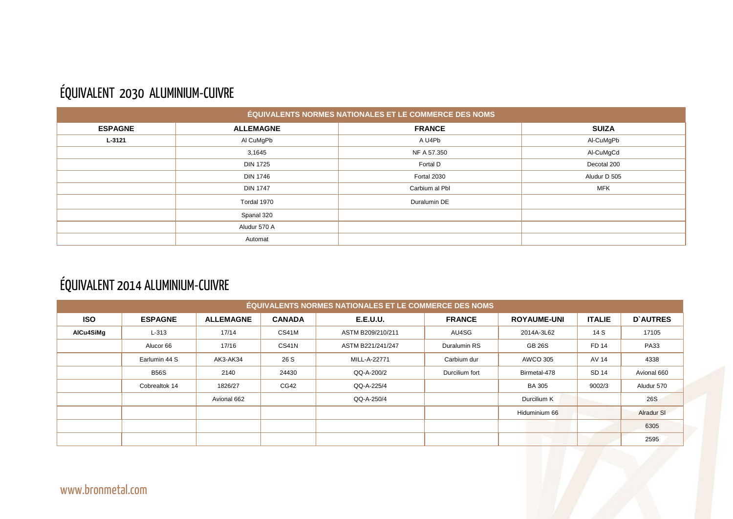## ÉQUIVALENT 2030 ALUMINIUM-CUIVRE

| ÉQUIVALENTS NORMES NATIONALES ET LE COMMERCE DES NOMS | | | |
|---|---|---|---|
| **ESPAGNE** | **ALLEMAGNE** | **FRANCE** | **SUIZA** |
| **L-3121** | Al CuMgPb | A U4Pb | Al-CuMgPb |
| | 3,1645 | NF A 57.350 | Al-CuMgCd |
| | DIN 1725 | Fortal D | Decotal 200 |
| | DIN 1746 | Fortal 2030 | Aludur D 505 |
| | DIN 1747 | Carbium al Pbl | MFK |
| | Tordal 1970 | Duralumin DE | |
| | Spanal 320 | | |
| | Aludur 570 A | | |
| | Automat | | |

## ÉQUIVALENT 2014 ALUMINIUM-CUIVRE

| ÉQUIVALENTS NORMES NATIONALES ET LE COMMERCE DES NOMS | | | | | | | | |
|---|---|---|---|---|---|---|---|---|
| **ISO** | **ESPAGNE** | **ALLEMAGNE** | **CANADA** | **E.E.U.U.** | **FRANCE** | **ROYAUME-UNI** | **ITALIE** | **D`AUTRES** |
| **AlCu4SiMg** | L-313 | 17/14 | CS41M | ASTM B209/210/211 | AU4SG | 2014A-3L62 | 14 S | 17105 |
| | Alucor 66 | 17/16 | CS41N | ASTM B221/241/247 | Duralumin RS | GB 26S | FD 14 | PA33 |
| | Earlumin 44 S | AK3-AK34 | 26 S | MILL-A-22771 | Carbium dur | AWCO 305 | AV 14 | 4338 |
| | B56S | 2140 | 24430 | QQ-A-200/2 | Durcilium fort | Birmetal-478 | SD 14 | Avional 660 |
| | Cobrealtok 14 | 1826/27 | CG42 | QQ-A-225/4 | | BA 305 | 9002/3 | Aludur 570 |
| | | Avional 662 | | QQ-A-250/4 | | Durcilium K | | 26S |
| | | | | | | Hiduminium 66 | | Alradur SI |
| | | | | | | | | 6305 |
| | | | | | | | | 2595 |

www.bronmetal.com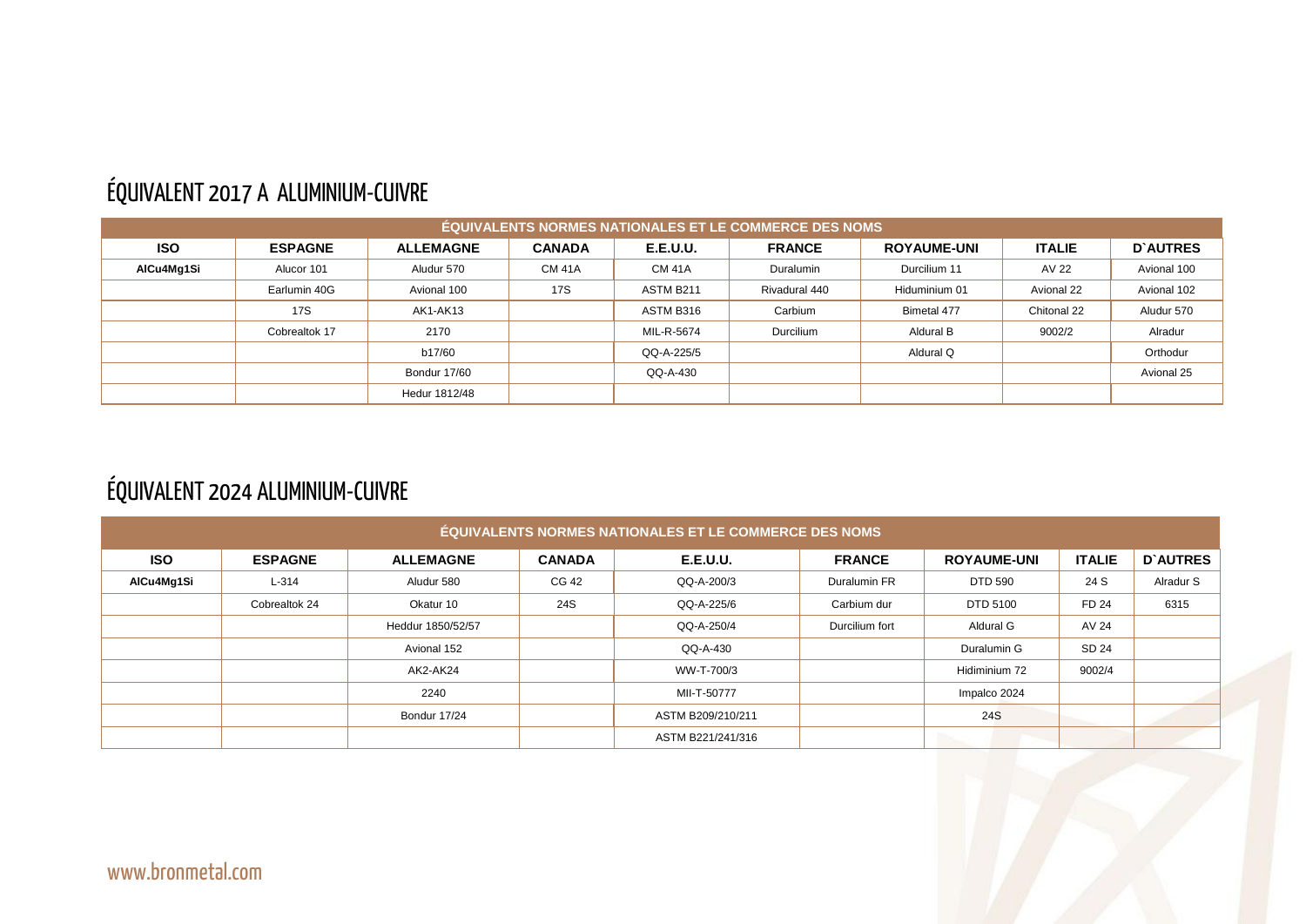## ÉQUIVALENT 2017 A ALUMINIUM-CUIVRE

| ÉQUIVALENTS NORMES NATIONALES ET LE COMMERCE DES NOMS | | | | | | | | |
|---|---|---|---|---|---|---|---|---|
| **ISO** | **ESPAGNE** | **ALLEMAGNE** | **CANADA** | **E.E.U.U.** | **FRANCE** | **ROYAUME-UNI** | **ITALIE** | **D`AUTRES** |
| **AlCu4Mg1Si** | Alucor 101 | Aludur 570 | CM 41A | CM 41A | Duralumin | Durcilium 11 | AV 22 | Avional 100 |
| | Earlumin 40G | Avional 100 | 17S | ASTM B211 | Rivadural 440 | Hiduminium 01 | Avional 22 | Avional 102 |
| | 17S | AK1-AK13 | | ASTM B316 | Carbium | Bimetal 477 | Chitonal 22 | Aludur 570 |
| | Cobrealtok 17 | 2170 | | MIL-R-5674 | Durcilium | Aldural B | 9002/2 | Alradur |
| | | b17/60 | | QQ-A-225/5 | | Aldural Q | | Orthodur |
| | | Bondur 17/60 | | QQ-A-430 | | | | Avional 25 |
| | | Hedur 1812/48 | | | | | | |

## ÉQUIVALENT 2024 ALUMINIUM-CUIVRE

| ÉQUIVALENTS NORMES NATIONALES ET LE COMMERCE DES NOMS | | | | | | | | |
|---|---|---|---|---|---|---|---|---|
| **ISO** | **ESPAGNE** | **ALLEMAGNE** | **CANADA** | **E.E.U.U.** | **FRANCE** | **ROYAUME-UNI** | **ITALIE** | **D`AUTRES** |
| **AlCu4Mg1Si** | L-314 | Aludur 580 | CG 42 | QQ-A-200/3 | Duralumin FR | DTD 590 | 24 S | Alradur S |
| | Cobrealtok 24 | Okatur 10 | 24S | QQ-A-225/6 | Carbium dur | DTD 5100 | FD 24 | 6315 |
| | | Heddur 1850/52/57 | | QQ-A-250/4 | Durcilium fort | Aldural G | AV 24 | |
| | | Avional 152 | | QQ-A-430 | | Duralumin G | SD 24 | |
| | | AK2-AK24 | | WW-T-700/3 | | Hidiminium 72 | 9002/4 | |
| | | 2240 | | MIl-T-50777 | | Impalco 2024 | | |
| | | Bondur 17/24 | | ASTM B209/210/211 | | 24S | | |
| | | | | ASTM B221/241/316 | | | | |

www.bronmetal.com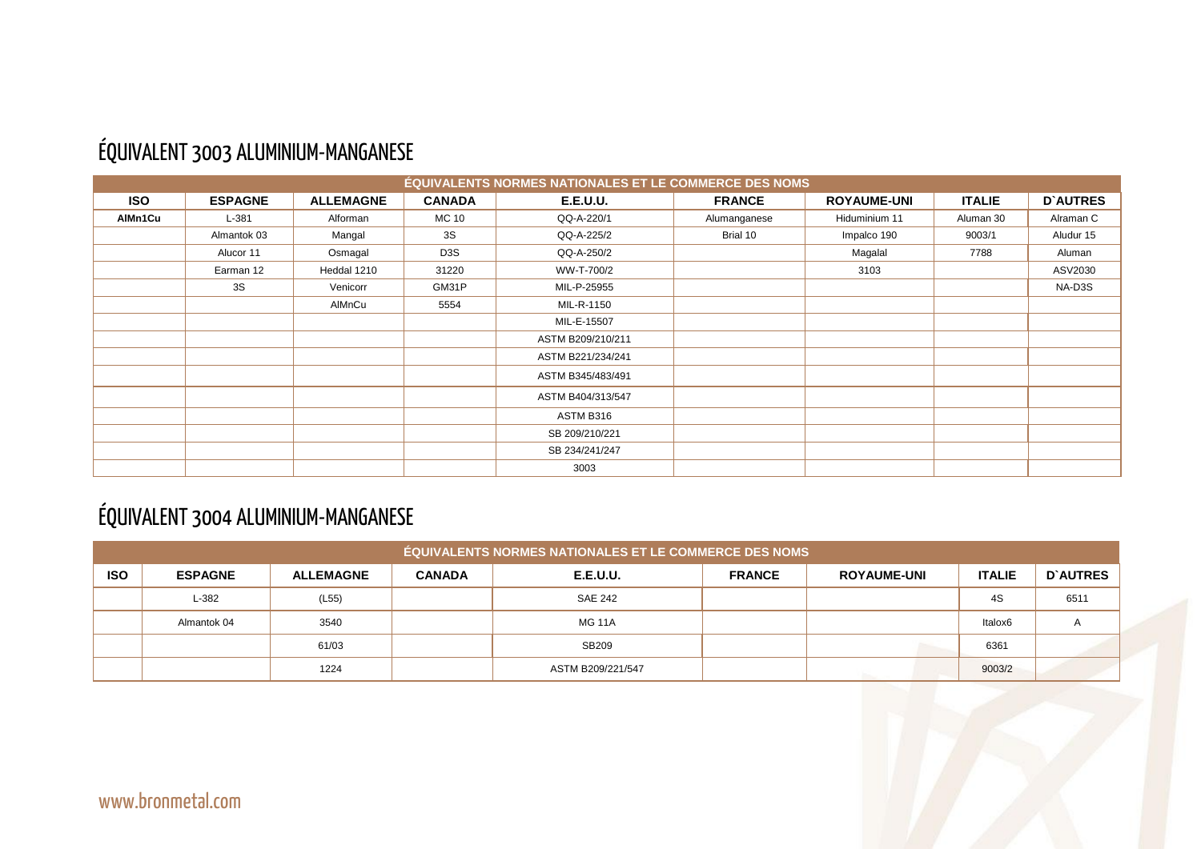# ÉQUIVALENT 3003 ALUMINIUM-MANGANESE

| ÉQUIVALENTS NORMES NATIONALES ET LE COMMERCE DES NOMS | | | | | | | | |
|---|---|---|---|---|---|---|---|---|
| **ISO** | **ESPAGNE** | **ALLEMAGNE** | **CANADA** | **E.E.U.U.** | **FRANCE** | **ROYAUME-UNI** | **ITALIE** | **D`AUTRES** |
| **AlMn1Cu** | L-381 | Alforman | MC 10 | QQ-A-220/1 | Alumanganese | Hiduminium 11 | Aluman 30 | Alraman C |
| | Almantok 03 | Mangal | 3S | QQ-A-225/2 | Brial 10 | Impalco 190 | 9003/1 | Aludur 15 |
| | Alucor 11 | Osmagal | D3S | QQ-A-250/2 | | Magalal | 7788 | Aluman |
| | Earman 12 | Heddal 1210 | 31220 | WW-T-700/2 | | 3103 | | ASV2030 |
| | 3S | Venicorr | GM31P | MIL-P-25955 | | | | NA-D3S |
| | | AlMnCu | 5554 | MIL-R-1150 | | | | |
| | | | | MIL-E-15507 | | | | |
| | | | | ASTM B209/210/211 | | | | |
| | | | | ASTM B221/234/241 | | | | |
| | | | | ASTM B345/483/491 | | | | |
| | | | | ASTM B404/313/547 | | | | |
| | | | | ASTM B316 | | | | |
| | | | | SB 209/210/221 | | | | |
| | | | | SB 234/241/247 | | | | |
| | | | | 3003 | | | | |

# ÉQUIVALENT 3004 ALUMINIUM-MANGANESE

| ÉQUIVALENTS NORMES NATIONALES ET LE COMMERCE DES NOMS | | | | | | | | |
|---|---|---|---|---|---|---|---|---|
| **ISO** | **ESPAGNE** | **ALLEMAGNE** | **CANADA** | **E.E.U.U.** | **FRANCE** | **ROYAUME-UNI** | **ITALIE** | **D`AUTRES** |
| | L-382 | (L55) | | SAE 242 | | | 4S | 6511 |
| | Almantok 04 | 3540 | | MG 11A | | | Italox6 | A |
| | | 61/03 | | SB209 | | | 6361 | |
| | | 1224 | | ASTM B209/221/547 | | | 9003/2 | |

www.bronmetal.com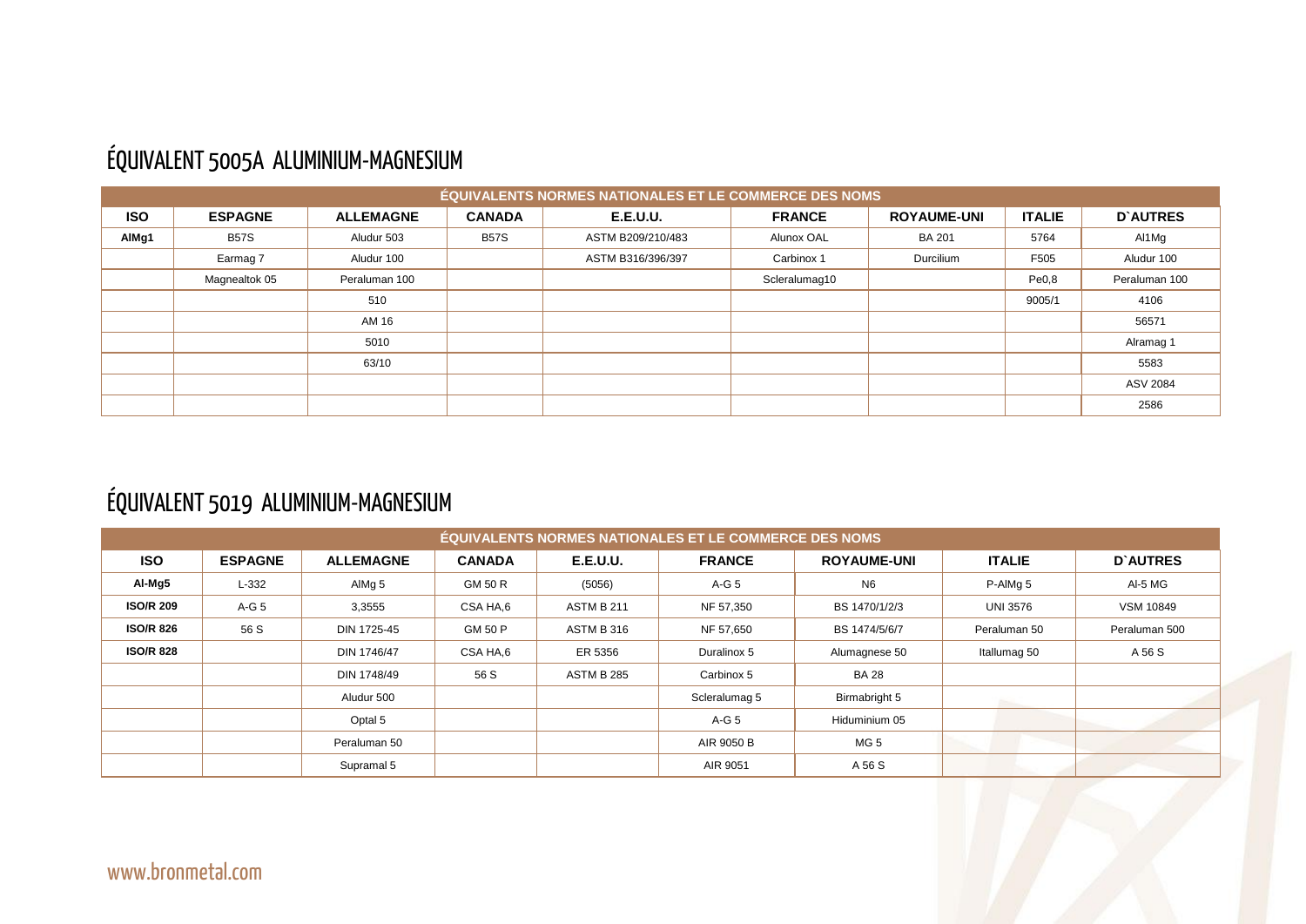# ÉQUIVALENT 5005A ALUMINIUM-MAGNESIUM

| ÉQUIVALENTS NORMES NATIONALES ET LE COMMERCE DES NOMS | | | | | | | | |
|---|---|---|---|---|---|---|---|---|
| **ISO** | **ESPAGNE** | **ALLEMAGNE** | **CANADA** | **E.E.U.U.** | **FRANCE** | **ROYAUME-UNI** | **ITALIE** | **D`AUTRES** |
| **AlMg1** | B57S | Aludur 503 | B57S | ASTM B209/210/483 | Alunox OAL | BA 201 | 5764 | Al1Mg |
| | Earmag 7 | Aludur 100 | | ASTM B316/396/397 | Carbinox 1 | Durcilium | F505 | Aludur 100 |
| | Magnealtok 05 | Peraluman 100 | | | Scleralumag10 | | Pe0,8 | Peraluman 100 |
| | | 510 | | | | | 9005/1 | 4106 |
| | | AM 16 | | | | | | 56571 |
| | | 5010 | | | | | | Alramag 1 |
| | | 63/10 | | | | | | 5583 |
| | | | | | | | | ASV 2084 |
| | | | | | | | | 2586 |

# ÉQUIVALENT 5019 ALUMINIUM-MAGNESIUM

| ÉQUIVALENTS NORMES NATIONALES ET LE COMMERCE DES NOMS | | | | | | | | |
|---|---|---|---|---|---|---|---|---|
| **ISO** | **ESPAGNE** | **ALLEMAGNE** | **CANADA** | **E.E.U.U.** | **FRANCE** | **ROYAUME-UNI** | **ITALIE** | **D`AUTRES** |
| **Al-Mg5** | L-332 | AlMg 5 | GM 50 R | (5056) | A-G 5 | N6 | P-AlMg 5 | Al-5 MG |
| **ISO/R 209** | A-G 5 | 3,3555 | CSA HA,6 | ASTM B 211 | NF 57,350 | BS 1470/1/2/3 | UNI 3576 | VSM 10849 |
| **ISO/R 826** | 56 S | DIN 1725-45 | GM 50 P | ASTM B 316 | NF 57,650 | BS 1474/5/6/7 | Peraluman 50 | Peraluman 500 |
| **ISO/R 828** | | DIN 1746/47 | CSA HA,6 | ER 5356 | Duralinox 5 | Alumagnese 50 | Itallumag 50 | A 56 S |
| | | DIN 1748/49 | 56 S | ASTM B 285 | Carbinox 5 | BA 28 | | |
| | | Aludur 500 | | | Scleralumag 5 | Birmabright 5 | | |
| | | Optal 5 | | | A-G 5 | Hiduminium 05 | | |
| | | Peraluman 50 | | | AIR 9050 B | MG 5 | | |
| | | Supramal 5 | | | AIR 9051 | A 56 S | | |

www.bronmetal.com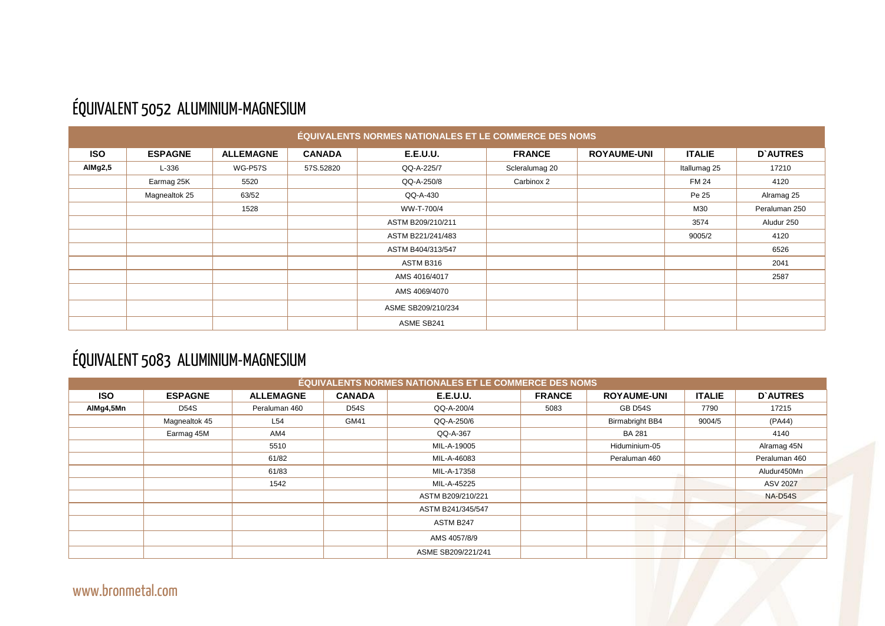# ÉQUIVALENT 5052 ALUMINIUM-MAGNESIUM

| ÉQUIVALENTS NORMES NATIONALES ET LE COMMERCE DES NOMS | | | | | | | | |
|---|---|---|---|---|---|---|---|---|
| **ISO** | **ESPAGNE** | **ALLEMAGNE** | **CANADA** | **E.E.U.U.** | **FRANCE** | **ROYAUME-UNI** | **ITALIE** | **D`AUTRES** |
| **AlMg2,5** | L-336 | WG-P57S | 57S.52820 | QQ-A-225/7 | Scleralumag 20 | | Itallumag 25 | 17210 |
| | Earmag 25K | 5520 | | QQ-A-250/8 | Carbinox 2 | | FM 24 | 4120 |
| | Magnealtok 25 | 63/52 | | QQ-A-430 | | | Pe 25 | Alramag 25 |
| | | 1528 | | WW-T-700/4 | | | M30 | Peraluman 250 |
| | | | | ASTM B209/210/211 | | | 3574 | Aludur 250 |
| | | | | ASTM B221/241/483 | | | 9005/2 | 4120 |
| | | | | ASTM B404/313/547 | | | | 6526 |
| | | | | ASTM B316 | | | | 2041 |
| | | | | AMS 4016/4017 | | | | 2587 |
| | | | | AMS 4069/4070 | | | | |
| | | | | ASME SB209/210/234 | | | | |
| | | | | ASME SB241 | | | | |

# ÉQUIVALENT 5083 ALUMINIUM-MAGNESIUM

| ÉQUIVALENTS NORMES NATIONALES ET LE COMMERCE DES NOMS | | | | | | | | |
|---|---|---|---|---|---|---|---|---|
| **ISO** | **ESPAGNE** | **ALLEMAGNE** | **CANADA** | **E.E.U.U.** | **FRANCE** | **ROYAUME-UNI** | **ITALIE** | **D`AUTRES** |
| **AlMg4,5Mn** | D54S | Peraluman 460 | D54S | QQ-A-200/4 | 5083 | GB D54S | 7790 | 17215 |
| | Magnealtok 45 | L54 | GM41 | QQ-A-250/6 | | Birmabright BB4 | 9004/5 | (PA44) |
| | Earmag 45M | AM4 | | QQ-A-367 | | BA 281 | | 4140 |
| | | 5510 | | MIL-A-19005 | | Hiduminium-05 | | Alramag 45N |
| | | 61/82 | | MIL-A-46083 | | Peraluman 460 | | Peraluman 460 |
| | | 61/83 | | MIL-A-17358 | | | | Aludur450Mn |
| | | 1542 | | MIL-A-45225 | | | | ASV 2027 |
| | | | | ASTM B209/210/221 | | | | NA-D54S |
| | | | | ASTM B241/345/547 | | | | |
| | | | | ASTM B247 | | | | |
| | | | | AMS 4057/8/9 | | | | |
| | | | | ASME SB209/221/241 | | | | |

www.bronmetal.com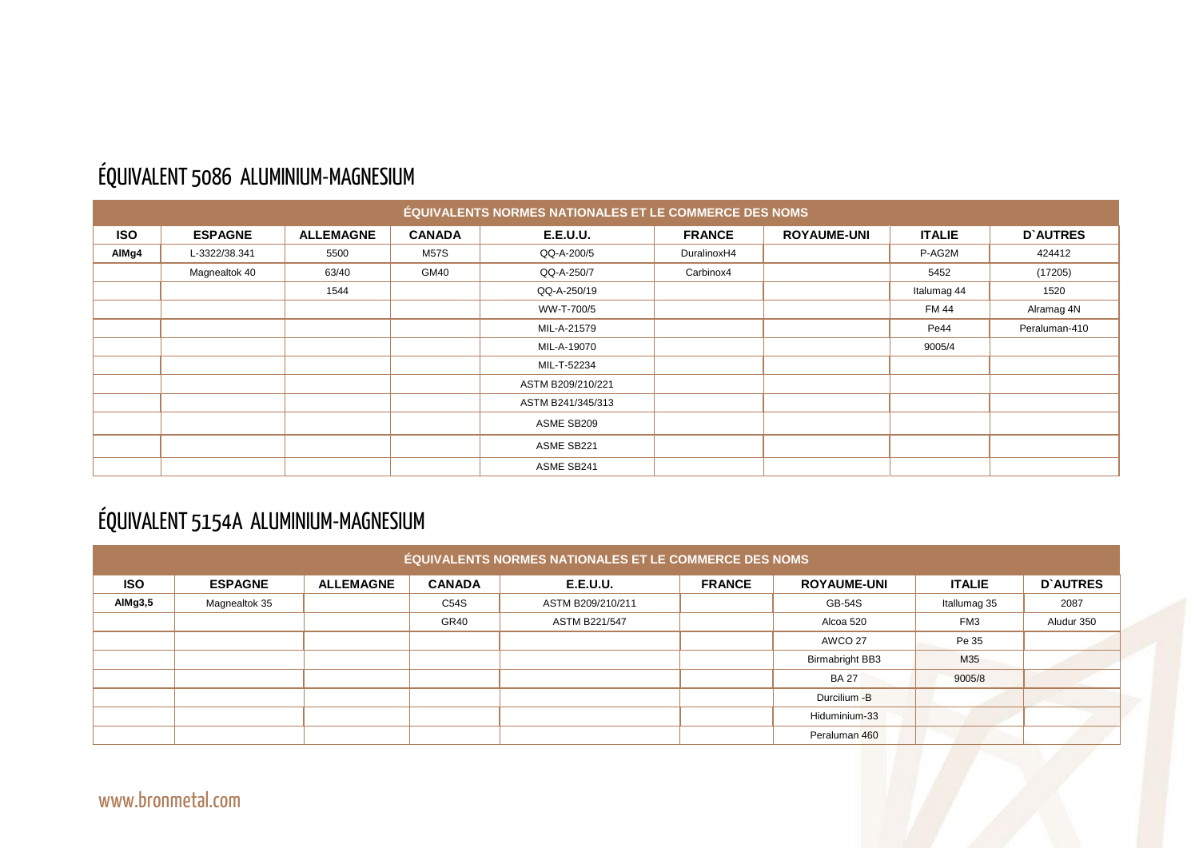# ÉQUIVALENT 5086 ALUMINIUM-MAGNESIUM

| ÉQUIVALENTS NORMES NATIONALES ET LE COMMERCE DES NOMS | | | | | | | | |
|---|---|---|---|---|---|---|---|---|
| **ISO** | **ESPAGNE** | **ALLEMAGNE** | **CANADA** | **E.E.U.U.** | **FRANCE** | **ROYAUME-UNI** | **ITALIE** | **D`AUTRES** |
| **AlMg4** | L-3322/38.341 | 5500 | M57S | QQ-A-200/5 | DuralinoxH4 | | P-AG2M | 424412 |
| | Magnealtok 40 | 63/40 | GM40 | QQ-A-250/7 | Carbinox4 | | 5452 | (17205) |
| | | 1544 | | QQ-A-250/19 | | | Italumag 44 | 1520 |
| | | | | WW-T-700/5 | | | FM 44 | Alramag 4N |
| | | | | MIL-A-21579 | | | Pe44 | Peraluman-410 |
| | | | | MIL-A-19070 | | | 9005/4 | |
| | | | | MIL-T-52234 | | | | |
| | | | | ASTM B209/210/221 | | | | |
| | | | | ASTM B241/345/313 | | | | |
| | | | | ASME SB209 | | | | |
| | | | | ASME SB221 | | | | |
| | | | | ASME SB241 | | | | |

# ÉQUIVALENT 5154A ALUMINIUM-MAGNESIUM

| ÉQUIVALENTS NORMES NATIONALES ET LE COMMERCE DES NOMS | | | | | | | | |
|---|---|---|---|---|---|---|---|---|
| **ISO** | **ESPAGNE** | **ALLEMAGNE** | **CANADA** | **E.E.U.U.** | **FRANCE** | **ROYAUME-UNI** | **ITALIE** | **D`AUTRES** |
| **AlMg3,5** | Magnealtok 35 | | C54S | ASTM B209/210/211 | | GB-54S | Itallumag 35 | 2087 |
| | | | GR40 | ASTM B221/547 | | Alcoa 520 | FM3 | Aludur 350 |
| | | | | | | AWCO 27 | Pe 35 | |
| | | | | | | Birmabright BB3 | M35 | |
| | | | | | | BA 27 | 9005/8 | |
| | | | | | | Durcilium -B | | |
| | | | | | | Hiduminium-33 | | |
| | | | | | | Peraluman 460 | | |

www.bronmetal.com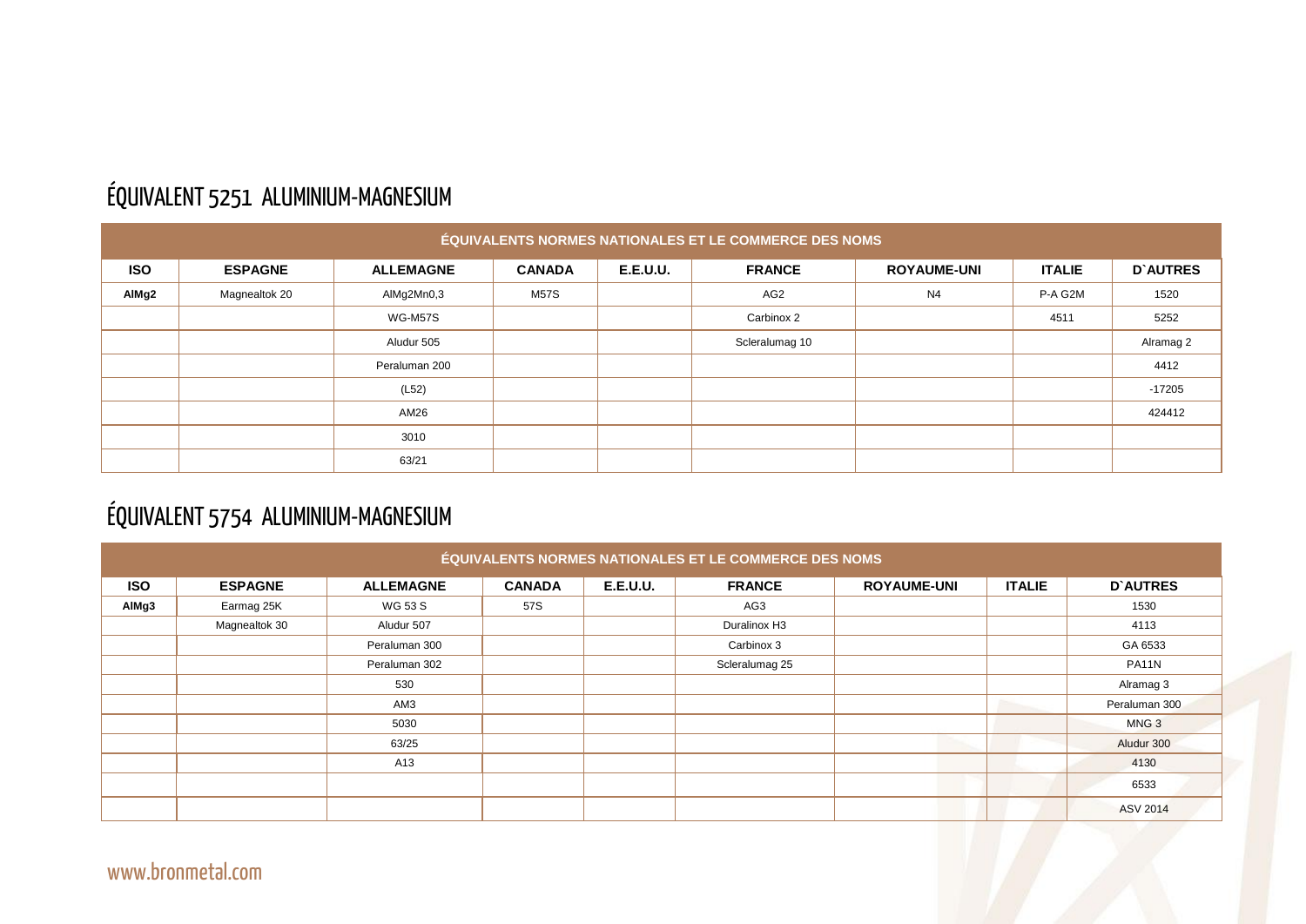## ÉQUIVALENT 5251 ALUMINIUM-MAGNESIUM

| ÉQUIVALENTS NORMES NATIONALES ET LE COMMERCE DES NOMS | | | | | | | | |
|---|---|---|---|---|---|---|---|---|
| **ISO** | **ESPAGNE** | **ALLEMAGNE** | **CANADA** | **E.E.U.U.** | **FRANCE** | **ROYAUME-UNI** | **ITALIE** | **D`AUTRES** |
| **AlMg2** | Magnealtok 20 | AlMg2Mn0,3 | M57S | | AG2 | N4 | P-A G2M | 1520 |
| | | WG-M57S | | | Carbinox 2 | | 4511 | 5252 |
| | | Aludur 505 | | | Scleralumag 10 | | | Alramag 2 |
| | | Peraluman 200 | | | | | | 4412 |
| | | (L52) | | | | | | -17205 |
| | | AM26 | | | | | | 424412 |
| | | 3010 | | | | | | |
| | | 63/21 | | | | | | |

## ÉQUIVALENT 5754 ALUMINIUM-MAGNESIUM

| ÉQUIVALENTS NORMES NATIONALES ET LE COMMERCE DES NOMS | | | | | | | | |
|---|---|---|---|---|---|---|---|---|
| **ISO** | **ESPAGNE** | **ALLEMAGNE** | **CANADA** | **E.E.U.U.** | **FRANCE** | **ROYAUME-UNI** | **ITALIE** | **D`AUTRES** |
| **AlMg3** | Earmag 25K | WG 53 S | 57S | | AG3 | | | 1530 |
| | Magnealtok 30 | Aludur 507 | | | Duralinox H3 | | | 4113 |
| | | Peraluman 300 | | | Carbinox 3 | | | GA 6533 |
| | | Peraluman 302 | | | Scleralumag 25 | | | PA11N |
| | | 530 | | | | | | Alramag 3 |
| | | AM3 | | | | | | Peraluman 300 |
| | | 5030 | | | | | | MNG 3 |
| | | 63/25 | | | | | | Aludur 300 |
| | | A13 | | | | | | 4130 |
| | | | | | | | | 6533 |
| | | | | | | | | ASV 2014 |

www.bronmetal.com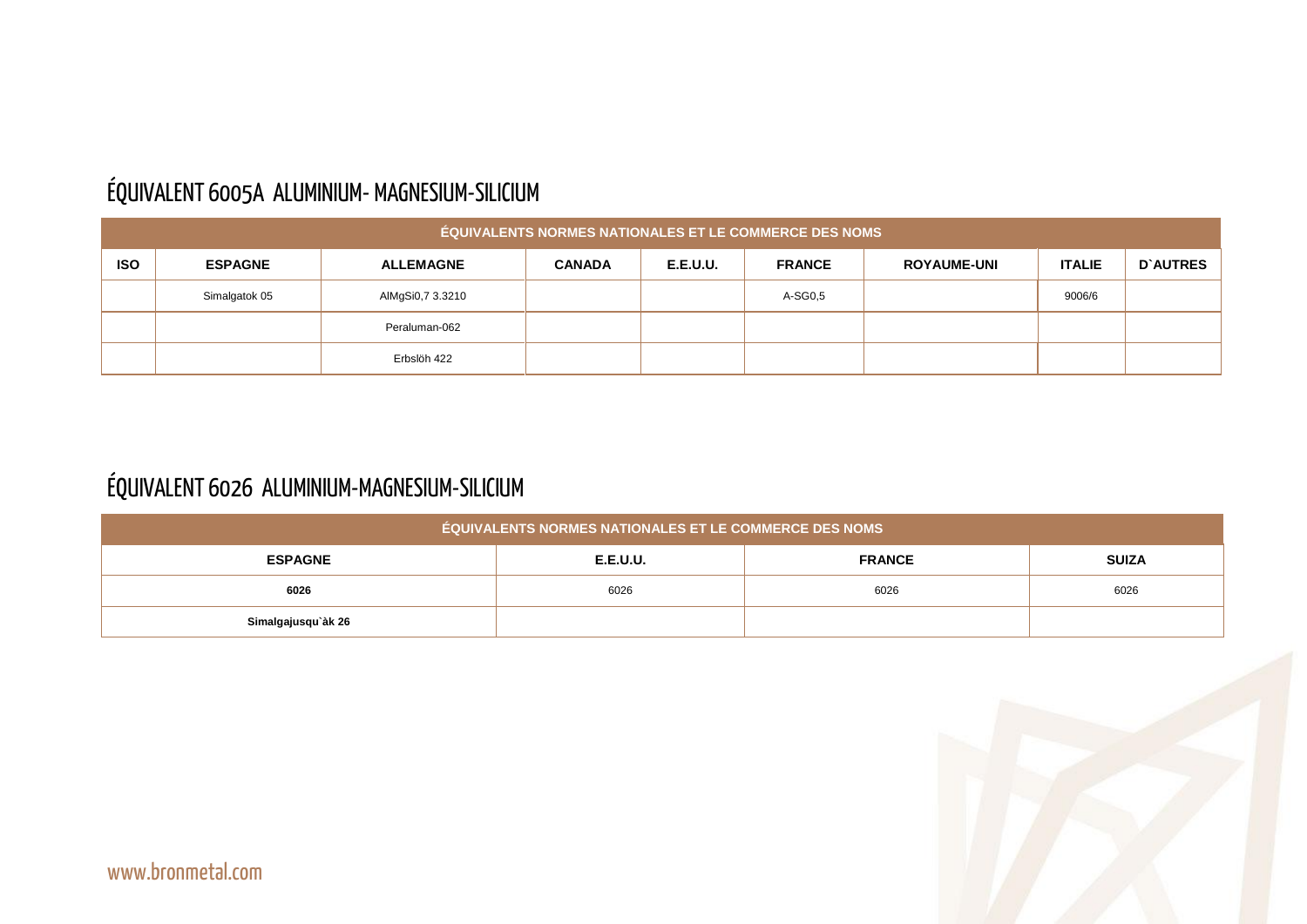# ÉQUIVALENT 6005A ALUMINIUM- MAGNESIUM-SILICIUM

| ÉQUIVALENTS NORMES NATIONALES ET LE COMMERCE DES NOMS | | | | | | | | |
|---|---|---|---|---|---|---|---|---|
| **ISO** | **ESPAGNE** | **ALLEMAGNE** | **CANADA** | **E.E.U.U.** | **FRANCE** | **ROYAUME-UNI** | **ITALIE** | **D`AUTRES** |
| | Simalgatok 05 | AlMgSi0,7 3.3210 | | | A-SG0,5 | | 9006/6 | |
| | | Peraluman-062 | | | | | | |
| | | Erbslöh 422 | | | | | | |

# ÉQUIVALENT 6026 ALUMINIUM-MAGNESIUM-SILICIUM

| ÉQUIVALENTS NORMES NATIONALES ET LE COMMERCE DES NOMS | | | |
|---|---|---|---|
| **ESPAGNE** | **E.E.U.U.** | **FRANCE** | **SUIZA** |
| **6026** | 6026 | 6026 | 6026 |
| **Simalgajusqu`àk 26** | | | |

www.bronmetal.com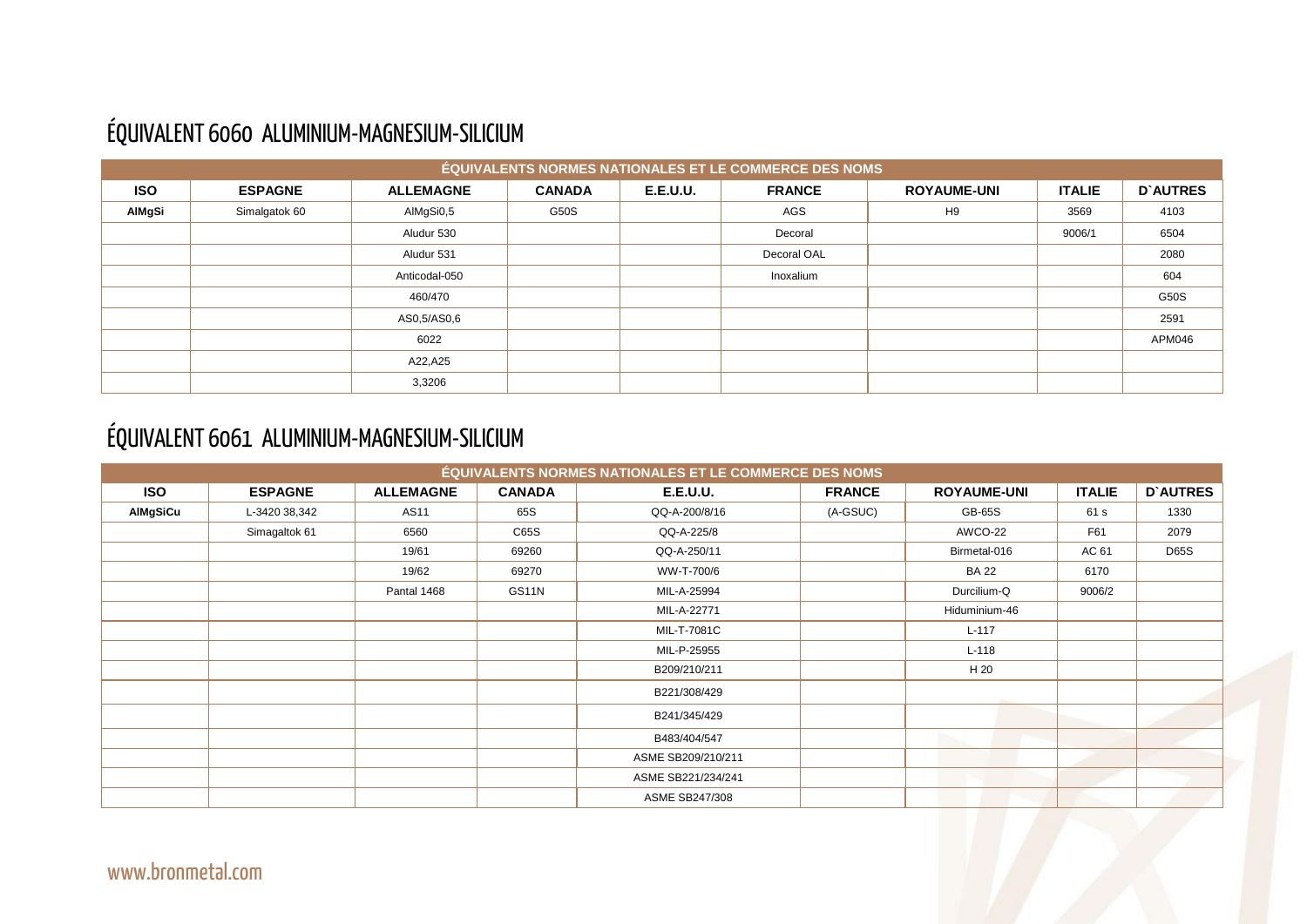# ÉQUIVALENT 6060 ALUMINIUM-MAGNESIUM-SILICIUM

| ÉQUIVALENTS NORMES NATIONALES ET LE COMMERCE DES NOMS | | | | | | | | |
|---|---|---|---|---|---|---|---|---|
| **ISO** | **ESPAGNE** | **ALLEMAGNE** | **CANADA** | **E.E.U.U.** | **FRANCE** | **ROYAUME-UNI** | **ITALIE** | **D`AUTRES** |
| **AlMgSi** | Simalgatok 60 | AlMgSi0,5 | G50S | | AGS | H9 | 3569 | 4103 |
| | | Aludur 530 | | | Decoral | | 9006/1 | 6504 |
| | | Aludur 531 | | | Decoral OAL | | | 2080 |
| | | Anticodal-050 | | | Inoxalium | | | 604 |
| | | 460/470 | | | | | | G50S |
| | | AS0,5/AS0,6 | | | | | | 2591 |
| | | 6022 | | | | | | APM046 |
| | | A22,A25 | | | | | | |
| | | 3,3206 | | | | | | |

# ÉQUIVALENT 6061 ALUMINIUM-MAGNESIUM-SILICIUM

| ÉQUIVALENTS NORMES NATIONALES ET LE COMMERCE DES NOMS | | | | | | | | |
|---|---|---|---|---|---|---|---|---|
| **ISO** | **ESPAGNE** | **ALLEMAGNE** | **CANADA** | **E.E.U.U.** | **FRANCE** | **ROYAUME-UNI** | **ITALIE** | **D`AUTRES** |
| **AlMgSiCu** | L-3420 38,342 | AS11 | 65S | QQ-A-200/8/16 | (A-GSUC) | GB-65S | 61 s | 1330 |
| | Simagaltok 61 | 6560 | C65S | QQ-A-225/8 | | AWCO-22 | F61 | 2079 |
| | | 19/61 | 69260 | QQ-A-250/11 | | Birmetal-016 | AC 61 | D65S |
| | | 19/62 | 69270 | WW-T-700/6 | | BA 22 | 6170 | |
| | | Pantal 1468 | GS11N | MIL-A-25994 | | Durcilium-Q | 9006/2 | |
| | | | | MIL-A-22771 | | Hiduminium-46 | | |
| | | | | MIL-T-7081C | | L-117 | | |
| | | | | MIL-P-25955 | | L-118 | | |
| | | | | B209/210/211 | | H 20 | | |
| | | | | B221/308/429 | | | | |
| | | | | B241/345/429 | | | | |
| | | | | B483/404/547 | | | | |
| | | | | ASME SB209/210/211 | | | | |
| | | | | ASME SB221/234/241 | | | | |
| | | | | ASME SB247/308 | | | | |

www.bronmetal.com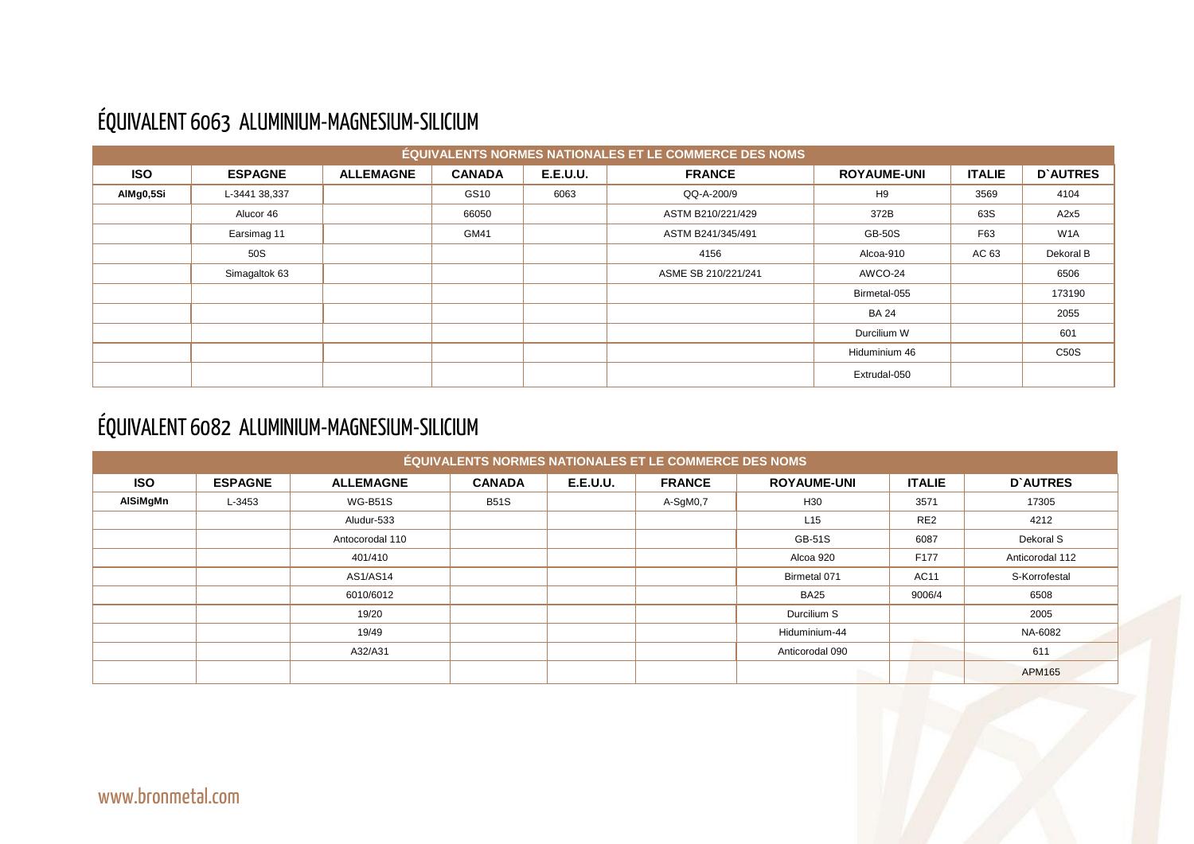# ÉQUIVALENT 6063 ALUMINIUM-MAGNESIUM-SILICIUM

| ÉQUIVALENTS NORMES NATIONALES ET LE COMMERCE DES NOMS | | | | | | | | |
|---|---|---|---|---|---|---|---|---|
| **ISO** | **ESPAGNE** | **ALLEMAGNE** | **CANADA** | **E.E.U.U.** | **FRANCE** | **ROYAUME-UNI** | **ITALIE** | **D`AUTRES** |
| **AlMg0,5Si** | L-3441 38,337 | | GS10 | 6063 | QQ-A-200/9 | H9 | 3569 | 4104 |
| | Alucor 46 | | 66050 | | ASTM B210/221/429 | 372B | 63S | A2x5 |
| | Earsimag 11 | | GM41 | | ASTM B241/345/491 | GB-50S | F63 | W1A |
| | 50S | | | | 4156 | Alcoa-910 | AC 63 | Dekoral B |
| | Simagaltok 63 | | | | ASME SB 210/221/241 | AWCO-24 | | 6506 |
| | | | | | | Birmetal-055 | | 173190 |
| | | | | | | BA 24 | | 2055 |
| | | | | | | Durcilium W | | 601 |
| | | | | | | Hiduminium 46 | | C50S |
| | | | | | | Extrudal-050 | | |

# ÉQUIVALENT 6082 ALUMINIUM-MAGNESIUM-SILICIUM

| ÉQUIVALENTS NORMES NATIONALES ET LE COMMERCE DES NOMS | | | | | | | | |
|---|---|---|---|---|---|---|---|---|
| **ISO** | **ESPAGNE** | **ALLEMAGNE** | **CANADA** | **E.E.U.U.** | **FRANCE** | **ROYAUME-UNI** | **ITALIE** | **D`AUTRES** |
| **AlSiMgMn** | L-3453 | WG-B51S | B51S | | A-SgM0,7 | H30 | 3571 | 17305 |
| | | Aludur-533 | | | | L15 | RE2 | 4212 |
| | | Antocorodal 110 | | | | GB-51S | 6087 | Dekoral S |
| | | 401/410 | | | | Alcoa 920 | F177 | Anticorodal 112 |
| | | AS1/AS14 | | | | Birmetal 071 | AC11 | S-Korrofestal |
| | | 6010/6012 | | | | BA25 | 9006/4 | 6508 |
| | | 19/20 | | | | Durcilium S | | 2005 |
| | | 19/49 | | | | Hiduminium-44 | | NA-6082 |
| | | A32/A31 | | | | Anticorodal 090 | | 611 |
| | | | | | | | | APM165 |

www.bronmetal.com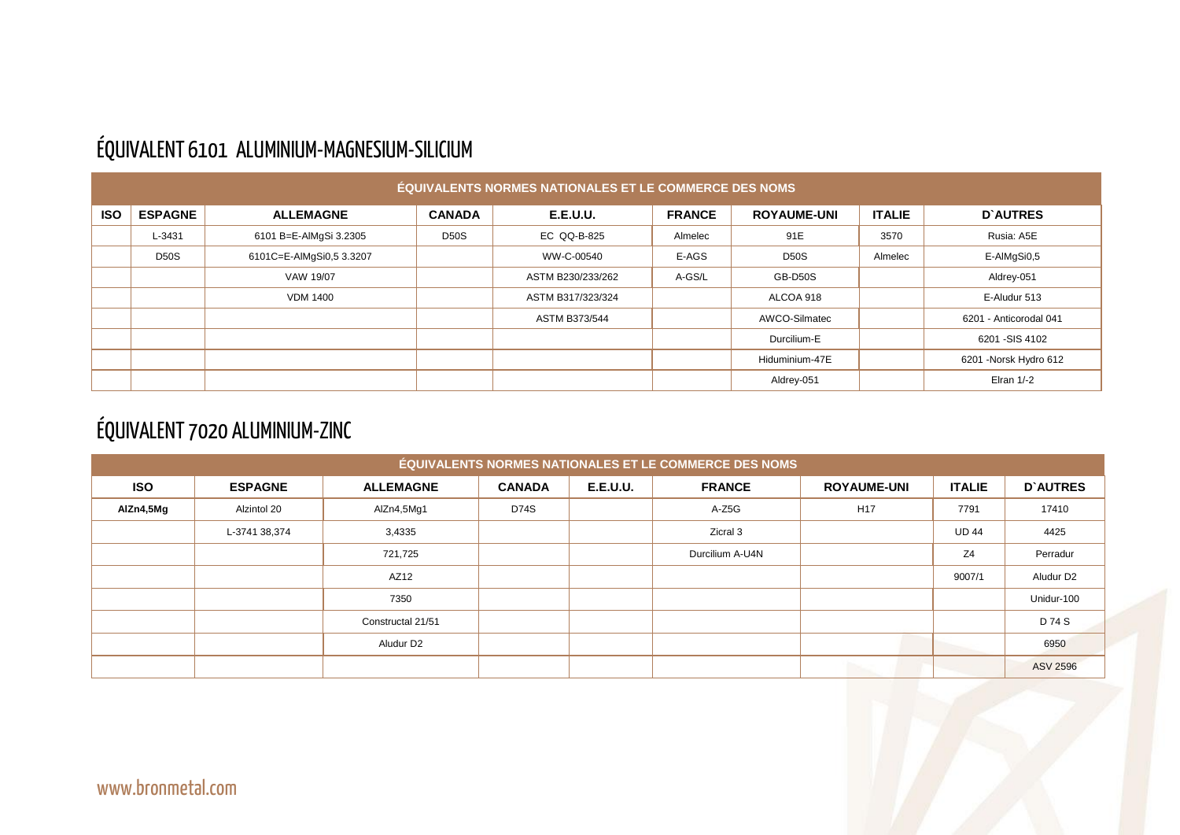## ÉQUIVALENT 6101 ALUMINIUM-MAGNESIUM-SILICIUM

| ÉQUIVALENTS NORMES NATIONALES ET LE COMMERCE DES NOMS | | | | | | | | |
|---|---|---|---|---|---|---|---|---|
| **ISO** | **ESPAGNE** | **ALLEMAGNE** | **CANADA** | **E.E.U.U.** | **FRANCE** | **ROYAUME-UNI** | **ITALIE** | **D`AUTRES** |
| | L-3431 | 6101 B=E-AlMgSi 3.2305 | D50S | EC QQ-B-825 | Almelec | 91E | 3570 | Rusia: A5E |
| | D50S | 6101C=E-AlMgSi0,5 3.3207 | | WW-C-00540 | E-AGS | D50S | Almelec | E-AlMgSi0,5 |
| | | VAW 19/07 | | ASTM B230/233/262 | A-GS/L | GB-D50S | | Aldrey-051 |
| | | VDM 1400 | | ASTM B317/323/324 | | ALCOA 918 | | E-Aludur 513 |
| | | | | ASTM B373/544 | | AWCO-Silmatec | | 6201 - Anticorodal 041 |
| | | | | | | Durcilium-E | | 6201 -SIS 4102 |
| | | | | | | Hiduminium-47E | | 6201 -Norsk Hydro 612 |
| | | | | | | Aldrey-051 | | Elran 1/-2 |

## ÉQUIVALENT 7020 ALUMINIUM-ZINC

| ÉQUIVALENTS NORMES NATIONALES ET LE COMMERCE DES NOMS | | | | | | | | |
|---|---|---|---|---|---|---|---|---|
| **ISO** | **ESPAGNE** | **ALLEMAGNE** | **CANADA** | **E.E.U.U.** | **FRANCE** | **ROYAUME-UNI** | **ITALIE** | **D`AUTRES** |
| **AlZn4,5Mg** | Alzintol 20 | AlZn4,5Mg1 | D74S | | A-Z5G | H17 | 7791 | 17410 |
| | L-3741 38,374 | 3,4335 | | | Zicral 3 | | UD 44 | 4425 |
| | | 721,725 | | | Durcilium A-U4N | | Z4 | Perradur |
| | | AZ12 | | | | | 9007/1 | Aludur D2 |
| | | 7350 | | | | | | Unidur-100 |
| | | Constructal 21/51 | | | | | | D 74 S |
| | | Aludur D2 | | | | | | 6950 |
| | | | | | | | | ASV 2596 |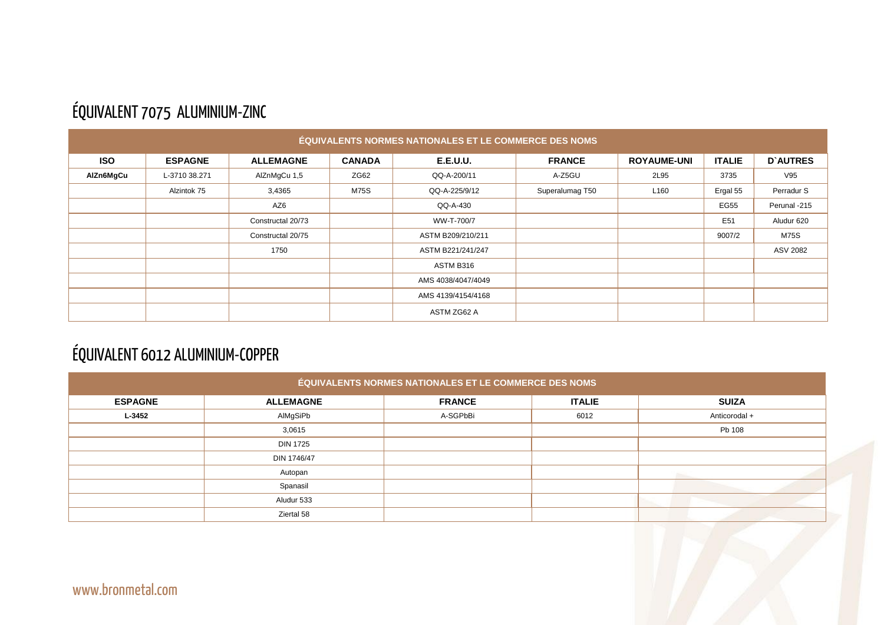## ÉQUIVALENT 7075 ALUMINIUM-ZINC

| ÉQUIVALENTS NORMES NATIONALES ET LE COMMERCE DES NOMS | | | | | | | | |
|---|---|---|---|---|---|---|---|---|
| **ISO** | **ESPAGNE** | **ALLEMAGNE** | **CANADA** | **E.E.U.U.** | **FRANCE** | **ROYAUME-UNI** | **ITALIE** | **D`AUTRES** |
| **AlZn6MgCu** | L-3710 38.271 | AlZnMgCu 1,5 | ZG62 | QQ-A-200/11 | A-Z5GU | 2L95 | 3735 | V95 |
| | Alzintok 75 | 3,4365 | M75S | QQ-A-225/9/12 | Superalumag T50 | L160 | Ergal 55 | Perradur S |
| | | AZ6 | | QQ-A-430 | | | EG55 | Perunal -215 |
| | | Constructal 20/73 | | WW-T-700/7 | | | E51 | Aludur 620 |
| | | Constructal 20/75 | | ASTM B209/210/211 | | | 9007/2 | M75S |
| | | 1750 | | ASTM B221/241/247 | | | | ASV 2082 |
| | | | | ASTM B316 | | | | |
| | | | | AMS 4038/4047/4049 | | | | |
| | | | | AMS 4139/4154/4168 | | | | |
| | | | | ASTM ZG62 A | | | | |

## ÉQUIVALENT 6012 ALUMINIUM-COPPER

| ÉQUIVALENTS NORMES NATIONALES ET LE COMMERCE DES NOMS | | | | |
|---|---|---|---|---|
| **ESPAGNE** | **ALLEMAGNE** | **FRANCE** | **ITALIE** | **SUIZA** |
| **L-3452** | AlMgSiPb | A-SGPbBi | 6012 | Anticorodal + |
| | 3,0615 | | | Pb 108 |
| | DIN 1725 | | | |
| | DIN 1746/47 | | | |
| | Autopan | | | |
| | Spanasil | | | |
| | Aludur 533 | | | |
| | Ziertal 58 | | | |

www.bronmetal.com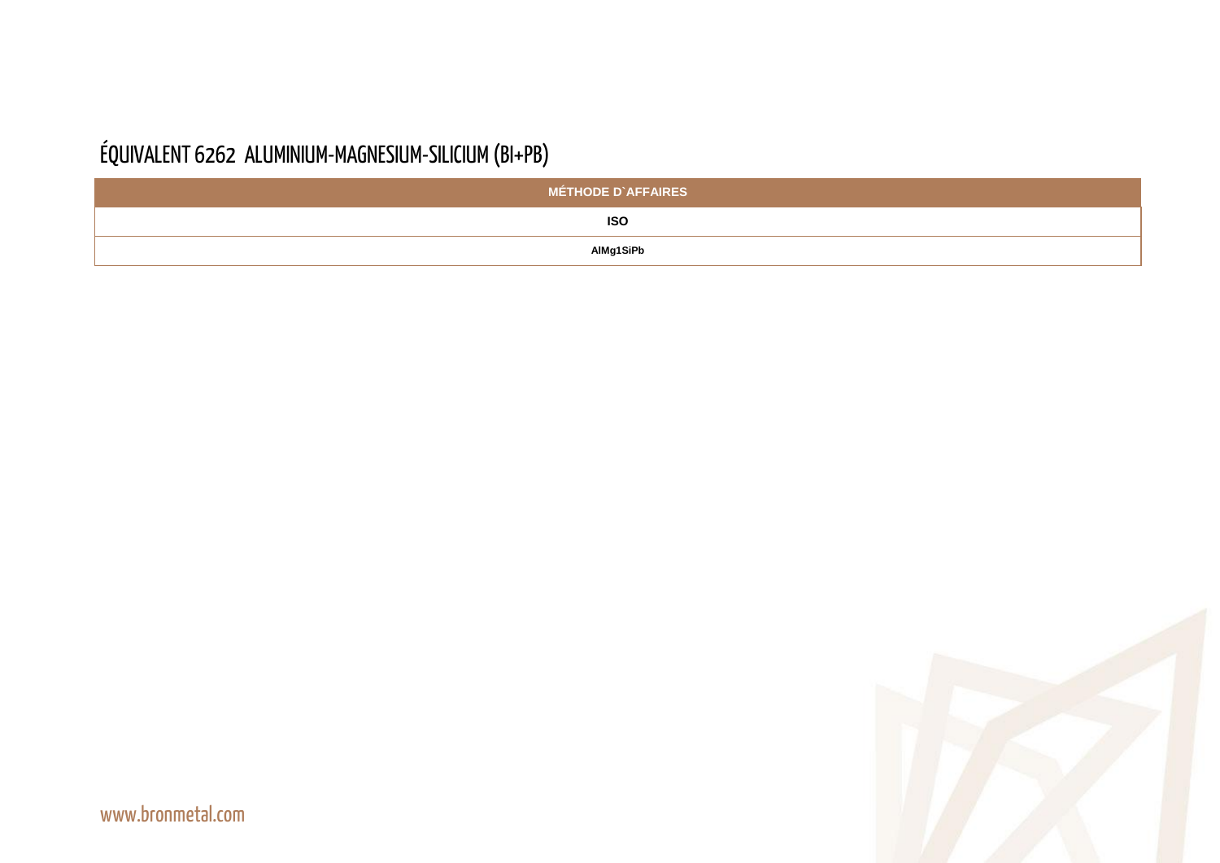# ÉQUIVALENT 6262 ALUMINIUM-MAGNESIUM-SILICIUM (BI+PB)

| MÉTHODE D`AFFAIRES |
| --- |
| **ISO** |
| **AlMg1SiPb** |

www.bronmetal.com